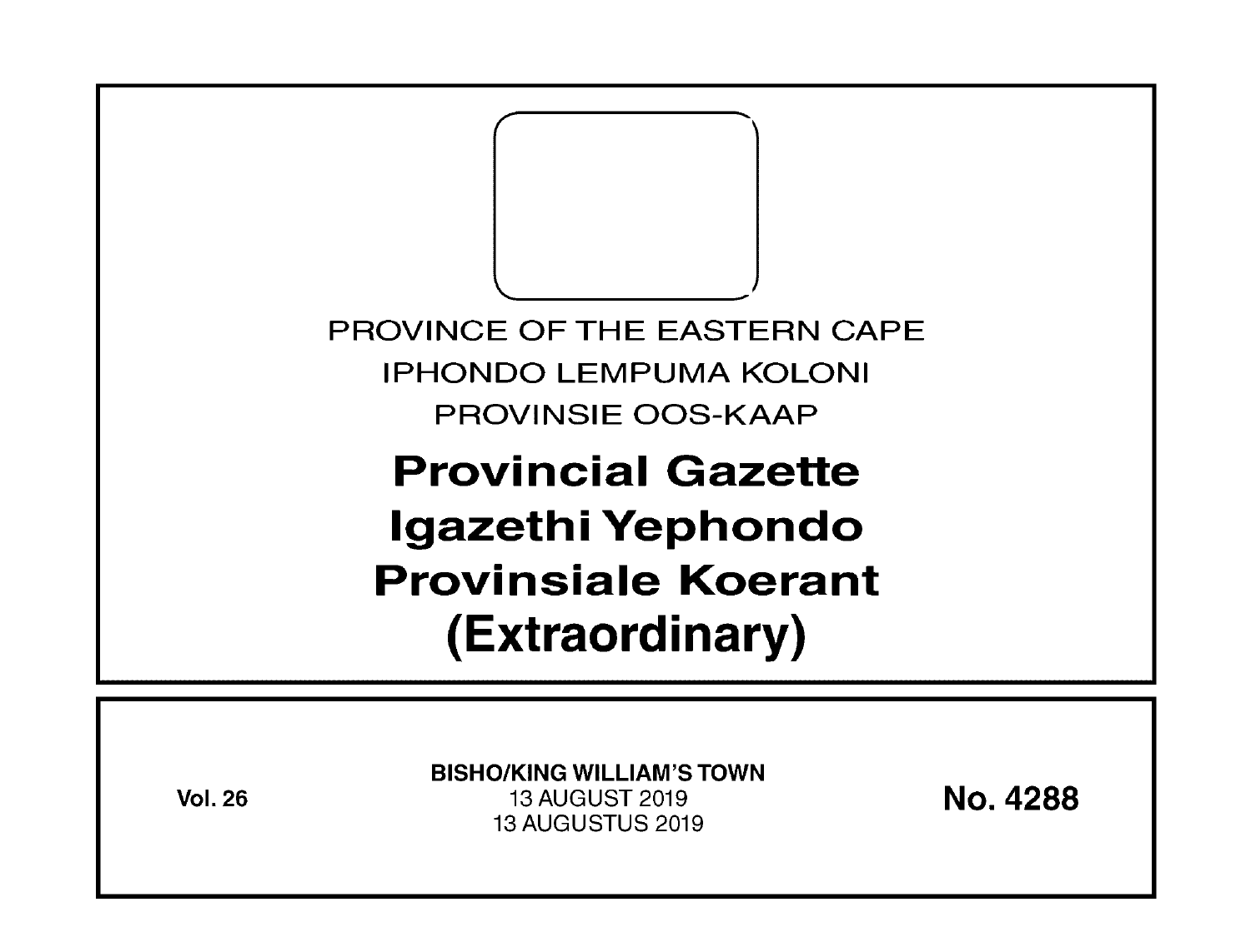PROVINCE OF THE EASTERN CAPE

IPHONDO LEMPUMA KOLONI

PROVINSIE OOS-KAAP

# Provincial Gazette
# Igazethi Yephondo
# Provinsiale Koerant
# (Extraordinary)

**Vol. 26**

**BISHO/KING WILLIAM'S TOWN**

13 AUGUST 2019

13 AUGUSTUS 2019

**No. 4288**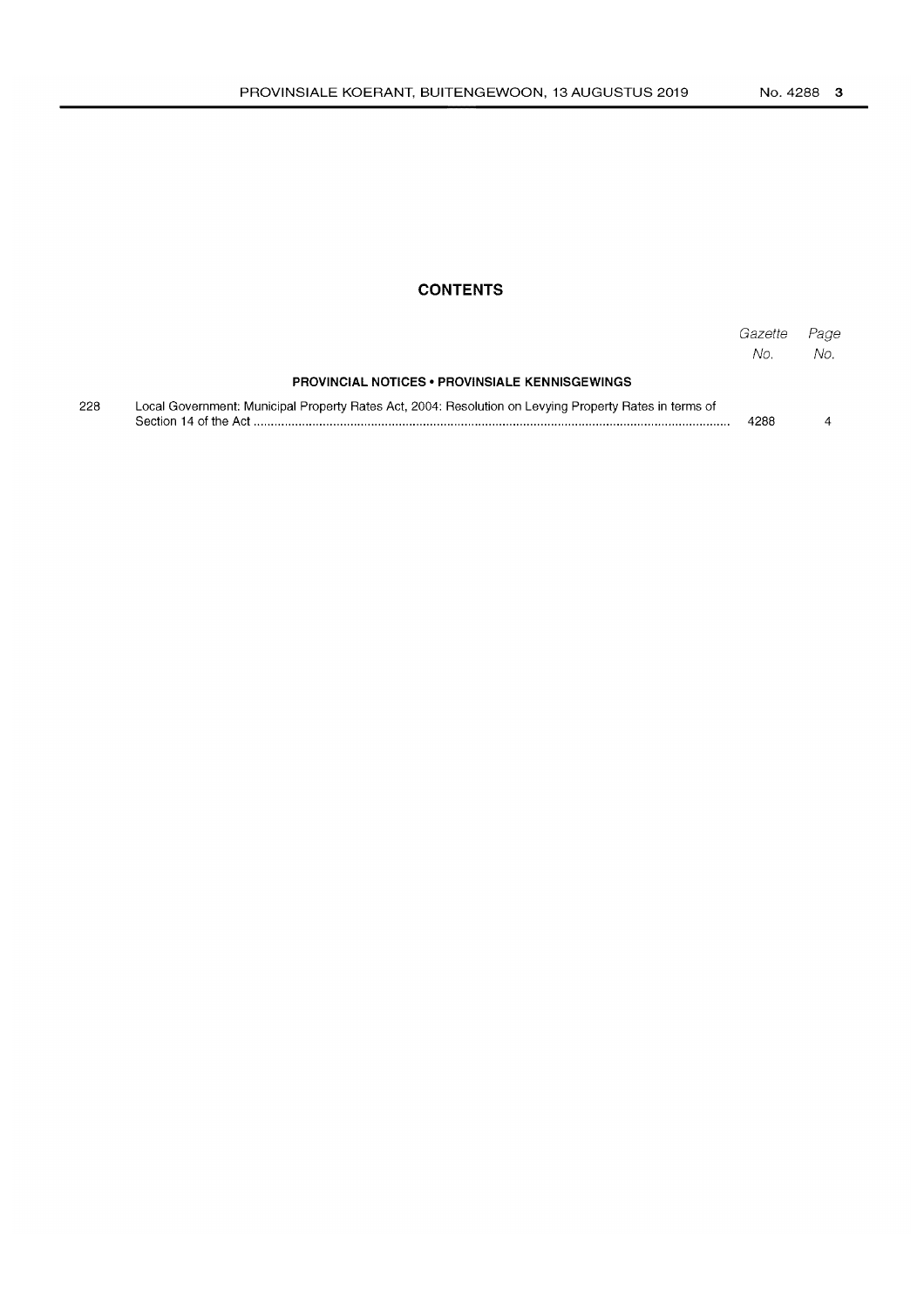## CONTENTS

| | | Gazette No. | Page No. |
|---|---|---|---|
| | **PROVINCIAL NOTICES • PROVINSIALE KENNISGEWINGS** | | |
| 228 | Local Government: Municipal Property Rates Act, 2004: Resolution on Levying Property Rates in terms of Section 14 of the Act | 4288 | 4 |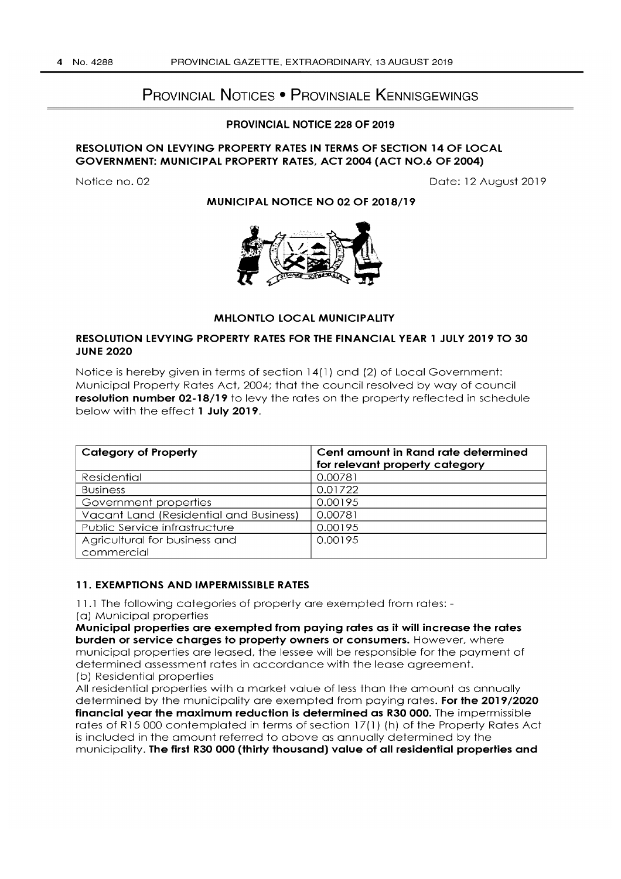# Provincial Notices • Provinsiale Kennisgewings

## PROVINCIAL NOTICE 228 OF 2019

### RESOLUTION ON LEVYING PROPERTY RATES IN TERMS OF SECTION 14 OF LOCAL GOVERNMENT: MUNICIPAL PROPERTY RATES, ACT 2004 (ACT NO.6 OF 2004)

Notice no. 02 Date: 12 August 2019

**MUNICIPAL NOTICE NO 02 OF 2018/19**

**MHLONTLO LOCAL MUNICIPALITY**

**RESOLUTION LEVYING PROPERTY RATES FOR THE FINANCIAL YEAR 1 JULY 2019 TO 30 JUNE 2020**

Notice is hereby given in terms of section 14(1) and (2) of Local Government: Municipal Property Rates Act, 2004; that the council resolved by way of council **resolution number 02-18/19** to levy the rates on the property reflected in schedule below with the effect **1 July 2019**.

| Category of Property | Cent amount in Rand rate determined for relevant property category |
|---|---|
| Residential | 0.00781 |
| Business | 0.01722 |
| Government properties | 0.00195 |
| Vacant Land (Residential and Business) | 0.00781 |
| Public Service infrastructure | 0.00195 |
| Agricultural for business and commercial | 0.00195 |

**11. EXEMPTIONS AND IMPERMISSIBLE RATES**

11.1 The following categories of property are exempted from rates: -

(a) Municipal properties

**Municipal properties are exempted from paying rates as it will increase the rates burden or service charges to property owners or consumers.** However, where municipal properties are leased, the lessee will be responsible for the payment of determined assessment rates in accordance with the lease agreement.

(b) Residential properties

All residential properties with a market value of less than the amount as annually determined by the municipality are exempted from paying rates. **For the 2019/2020 financial year the maximum reduction is determined as R30 000.** The impermissible rates of R15 000 contemplated in terms of section 17(1) (h) of the Property Rates Act is included in the amount referred to above as annually determined by the municipality. **The first R30 000 (thirty thousand) value of all residential properties and**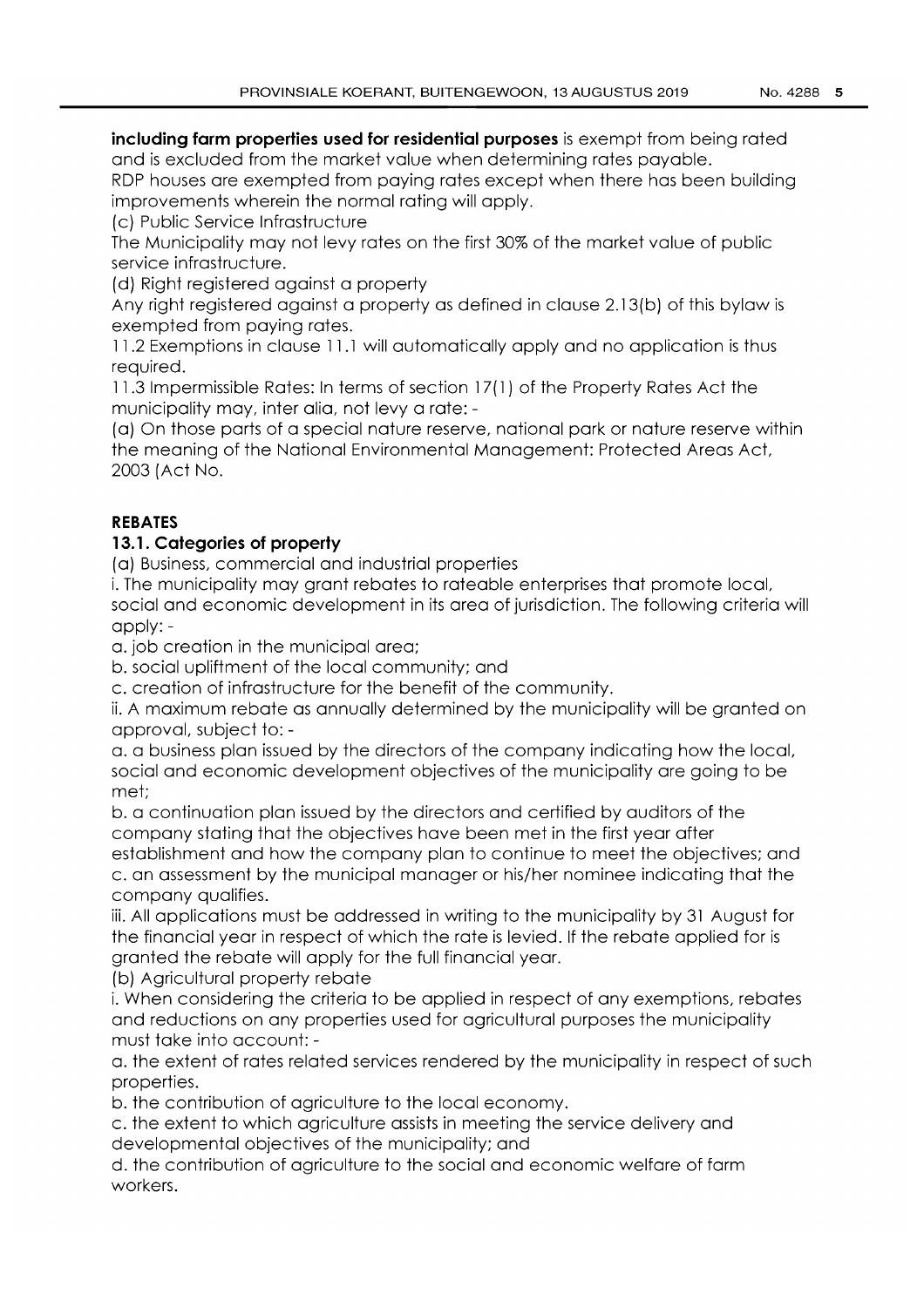**including farm properties used for residential purposes** is exempt from being rated and is excluded from the market value when determining rates payable.

RDP houses are exempted from paying rates except when there has been building improvements wherein the normal rating will apply.

(c) Public Service Infrastructure

The Municipality may not levy rates on the first 30% of the market value of public service infrastructure.

(d) Right registered against a property

Any right registered against a property as defined in clause 2.13(b) of this bylaw is exempted from paying rates.

11.2 Exemptions in clause 11.1 will automatically apply and no application is thus required.

11.3 Impermissible Rates: In terms of section 17(1) of the Property Rates Act the municipality may, inter alia, not levy a rate: -

(a) On those parts of a special nature reserve, national park or nature reserve within the meaning of the National Environmental Management: Protected Areas Act, 2003 (Act No.

**REBATES**

**13.1. Categories of property**

(a) Business, commercial and industrial properties

i. The municipality may grant rebates to rateable enterprises that promote local, social and economic development in its area of jurisdiction. The following criteria will apply: -

a. job creation in the municipal area;

b. social upliftment of the local community; and

c. creation of infrastructure for the benefit of the community.

ii. A maximum rebate as annually determined by the municipality will be granted on approval, subject to: -

a. a business plan issued by the directors of the company indicating how the local, social and economic development objectives of the municipality are going to be met;

b. a continuation plan issued by the directors and certified by auditors of the company stating that the objectives have been met in the first year after establishment and how the company plan to continue to meet the objectives; and

c. an assessment by the municipal manager or his/her nominee indicating that the company qualifies.

iii. All applications must be addressed in writing to the municipality by 31 August for the financial year in respect of which the rate is levied. If the rebate applied for is granted the rebate will apply for the full financial year.

(b) Agricultural property rebate

i. When considering the criteria to be applied in respect of any exemptions, rebates and reductions on any properties used for agricultural purposes the municipality must take into account: -

a. the extent of rates related services rendered by the municipality in respect of such properties.

b. the contribution of agriculture to the local economy.

c. the extent to which agriculture assists in meeting the service delivery and developmental objectives of the municipality; and

d. the contribution of agriculture to the social and economic welfare of farm workers.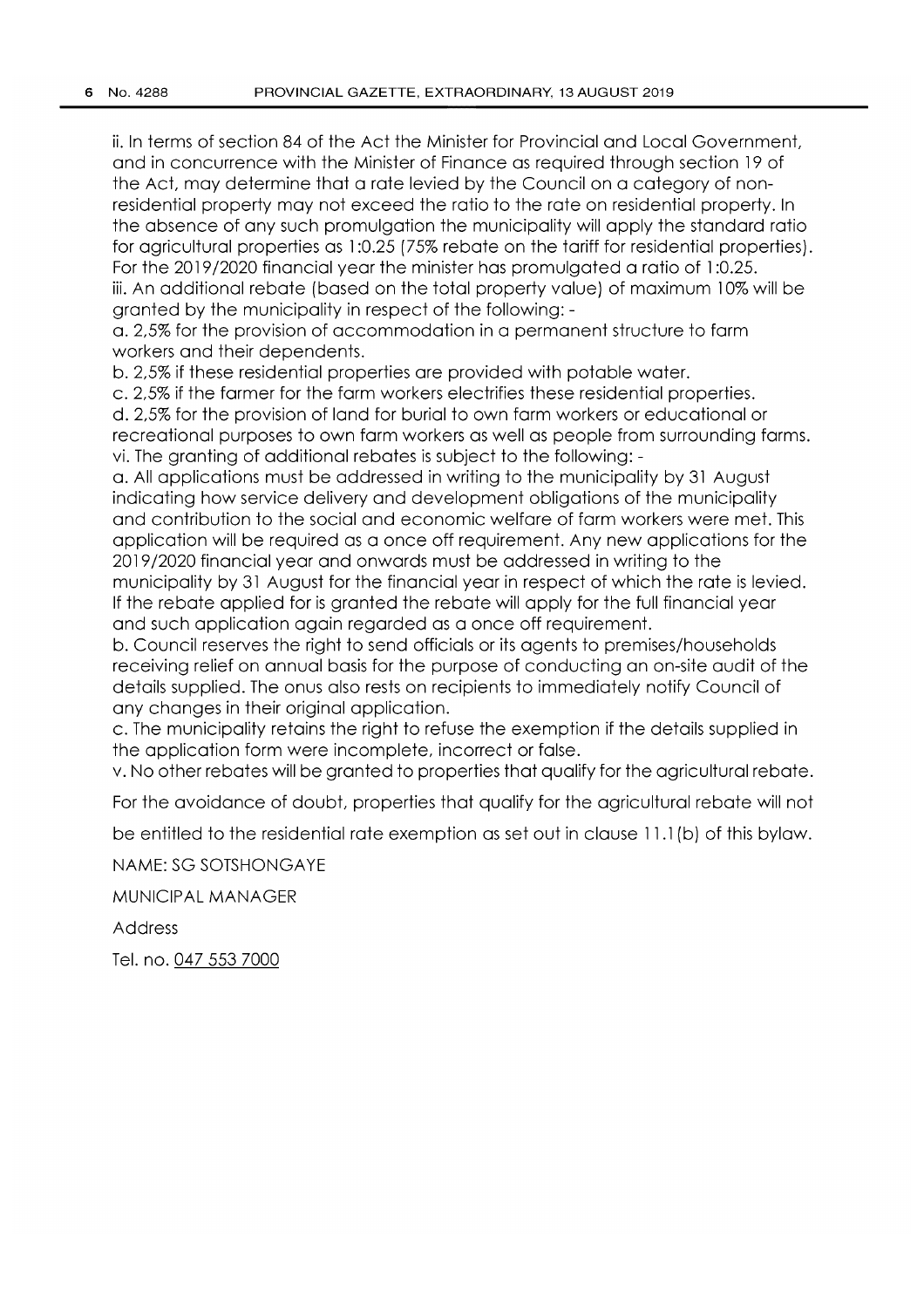ii. In terms of section 84 of the Act the Minister for Provincial and Local Government, and in concurrence with the Minister of Finance as required through section 19 of the Act, may determine that a rate levied by the Council on a category of non-residential property may not exceed the ratio to the rate on residential property. In the absence of any such promulgation the municipality will apply the standard ratio for agricultural properties as 1:0.25 (75% rebate on the tariff for residential properties). For the 2019/2020 financial year the minister has promulgated a ratio of 1:0.25.

iii. An additional rebate (based on the total property value) of maximum 10% will be granted by the municipality in respect of the following: -

a. 2,5% for the provision of accommodation in a permanent structure to farm workers and their dependents.

b. 2,5% if these residential properties are provided with potable water.

c. 2,5% if the farmer for the farm workers electrifies these residential properties.

d. 2,5% for the provision of land for burial to own farm workers or educational or recreational purposes to own farm workers as well as people from surrounding farms.

vi. The granting of additional rebates is subject to the following: -

a. All applications must be addressed in writing to the municipality by 31 August indicating how service delivery and development obligations of the municipality and contribution to the social and economic welfare of farm workers were met. This application will be required as a once off requirement. Any new applications for the 2019/2020 financial year and onwards must be addressed in writing to the municipality by 31 August for the financial year in respect of which the rate is levied. If the rebate applied for is granted the rebate will apply for the full financial year and such application again regarded as a once off requirement.

b. Council reserves the right to send officials or its agents to premises/households receiving relief on annual basis for the purpose of conducting an on-site audit of the details supplied. The onus also rests on recipients to immediately notify Council of any changes in their original application.

c. The municipality retains the right to refuse the exemption if the details supplied in the application form were incomplete, incorrect or false.

v. No other rebates will be granted to properties that qualify for the agricultural rebate.

For the avoidance of doubt, properties that qualify for the agricultural rebate will not be entitled to the residential rate exemption as set out in clause 11.1(b) of this bylaw.

NAME: SG SOTSHONGAYE

MUNICIPAL MANAGER

Address

Tel. no. 047 553 7000